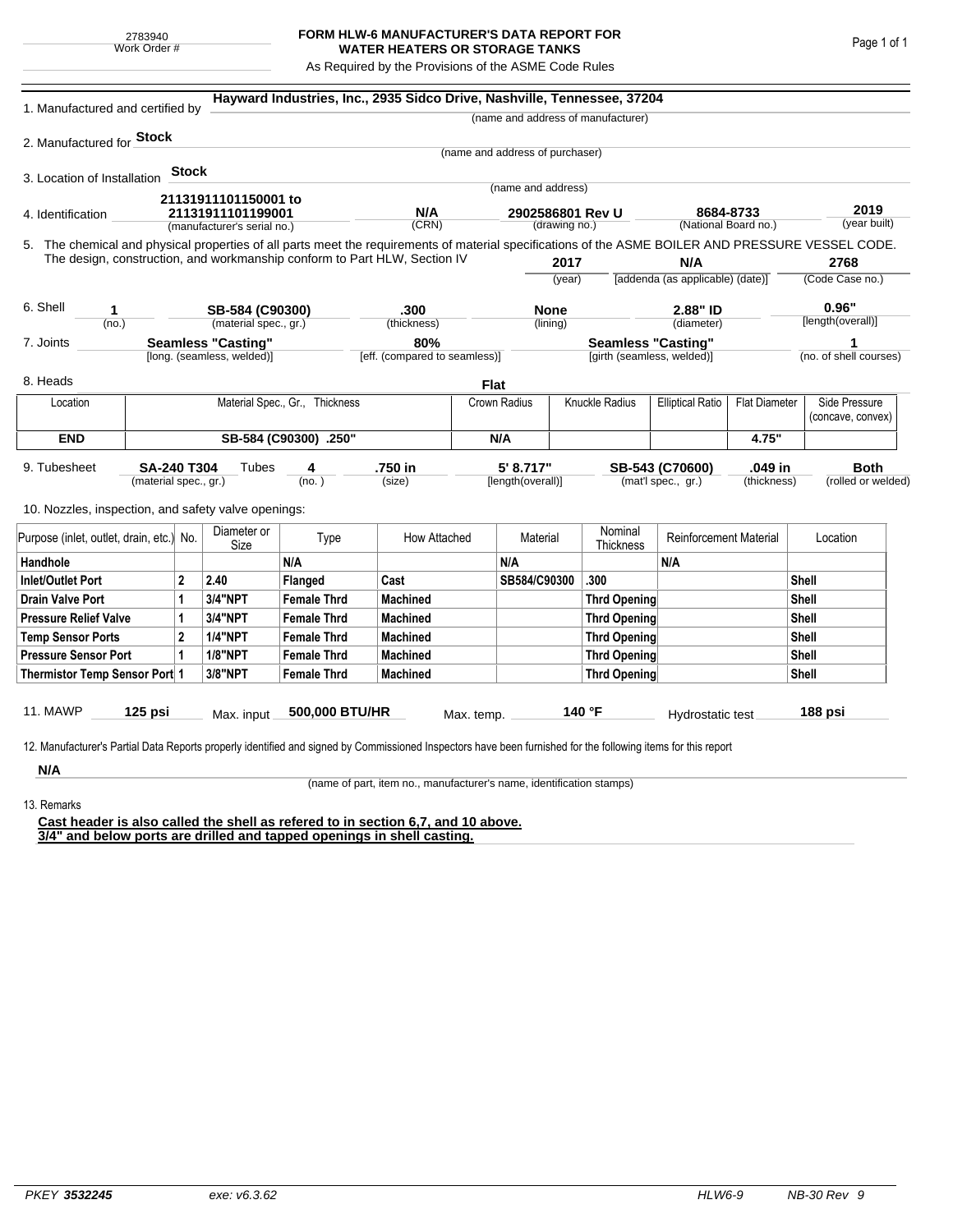2783940
Work Order #

# FORM HLW-6 MANUFACTURER'S DATA REPORT FOR WATER HEATERS OR STORAGE TANKS

As Required by the Provisions of the ASME Code Rules

1. Manufactured and certified by **Hayward Industries, Inc., 2935 Sidco Drive, Nashville, Tennessee, 37204**
(name and address of manufacturer)

2. Manufactured for **Stock**
(name and address of purchaser)

3. Location of Installation **Stock**
(name and address)

4. Identification **21131911101150001 to 21131911101199001** (manufacturer's serial no.) | **N/A** (CRN) | **2902586801 Rev U** (drawing no.) | **8684-8733** (National Board no.) | **2019** (year built)

5. The chemical and physical properties of all parts meet the requirements of material specifications of the ASME BOILER AND PRESSURE VESSEL CODE. The design, construction, and workmanship conform to Part HLW, Section IV **2017** (year) **N/A** [addenda (as applicable) (date)] **2768** (Code Case no.)

6. Shell **1** (no.) | **SB-584 (C90300)** (material spec., gr.) | **.300** (thickness) | **None** (lining) | **2.88" ID** (diameter) | **0.96"** [length(overall)]

7. Joints **Seamless "Casting"** [long. (seamless, welded)] | **80%** [eff. (compared to seamless)] | **Seamless "Casting"** [girth (seamless, welded)] | **1** (no. of shell courses)

8. Heads **Flat**

| Location | Material Spec., Gr., Thickness | Crown Radius | Knuckle Radius | Elliptical Ratio | Flat Diameter | Side Pressure (concave, convex) |
|---|---|---|---|---|---|---|
| **END** | **SB-584 (C90300) .250"** | **N/A** | | | **4.75"** | |

9. Tubesheet **SA-240 T304** (material spec., gr.) Tubes **4** (no.) | **.750 in** (size) | **5' 8.717"** [length(overall)] | **SB-543 (C70600)** (mat'l spec., gr.) | **.049 in** (thickness) | **Both** (rolled or welded)

10. Nozzles, inspection, and safety valve openings:

| Purpose (inlet, outlet, drain, etc.) | No. | Diameter or Size | Type | How Attached | Material | Nominal Thickness | Reinforcement Material | Location |
|---|---|---|---|---|---|---|---|---|
| **Handhole** | | | **N/A** | | **N/A** | | **N/A** | |
| **Inlet/Outlet Port** | **2** | **2.40** | **Flanged** | **Cast** | **SB584/C90300** | **.300** | | **Shell** |
| **Drain Valve Port** | **1** | **3/4"NPT** | **Female Thrd** | **Machined** | | **Thrd Opening** | | **Shell** |
| **Pressure Relief Valve** | **1** | **3/4"NPT** | **Female Thrd** | **Machined** | | **Thrd Opening** | | **Shell** |
| **Temp Sensor Ports** | **2** | **1/4"NPT** | **Female Thrd** | **Machined** | | **Thrd Opening** | | **Shell** |
| **Pressure Sensor Port** | **1** | **1/8"NPT** | **Female Thrd** | **Machined** | | **Thrd Opening** | | **Shell** |
| **Thermistor Temp Sensor Port** | **1** | **3/8"NPT** | **Female Thrd** | **Machined** | | **Thrd Opening** | | **Shell** |

11. MAWP **125 psi** Max. input **500,000 BTU/HR** Max. temp. **140 °F** Hydrostatic test **188 psi**

12. Manufacturer's Partial Data Reports properly identified and signed by Commissioned Inspectors have been furnished for the following items for this report

**N/A**
(name of part, item no., manufacturer's name, identification stamps)

13. Remarks

**Cast header is also called the shell as refered to in section 6,7, and 10 above.**
**3/4" and below ports are drilled and tapped openings in shell casting.**

PKEY **3532245** exe: v6.3.62 HLW6-9 NB-30 Rev 9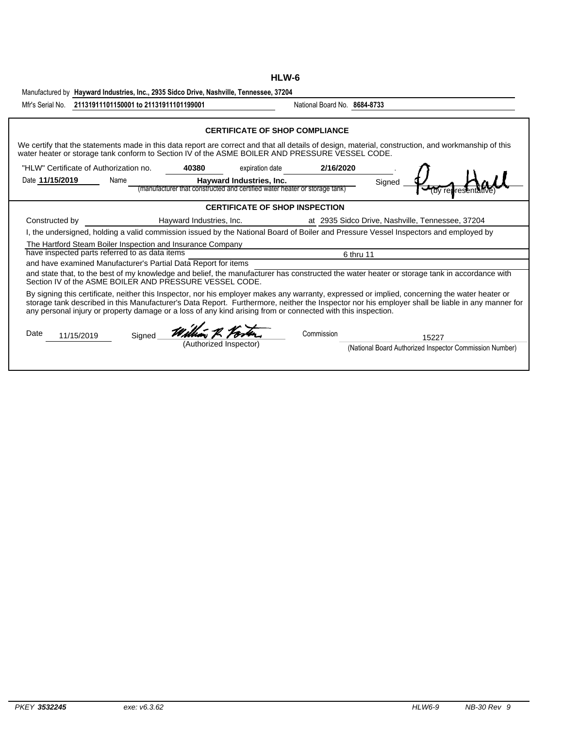# HLW-6

Manufactured by **Hayward Industries, Inc., 2935 Sidco Drive, Nashville, Tennessee, 37204**

Mfr's Serial No. **21131911101150001 to 21131911101199001** National Board No. **8684-8733**

## CERTIFICATE OF SHOP COMPLIANCE

We certify that the statements made in this data report are correct and that all details of design, material, construction, and workmanship of this water heater or storage tank conform to Section IV of the ASME BOILER AND PRESSURE VESSEL CODE.

"HLW" Certificate of Authorization no. **40380** expiration date **2/16/2020** .

Date **11/15/2019** Name **Hayward Industries, Inc.** Signed Perry Hall

(manufacturer that constructed and certified water heater or storage tank) (by representative)

## CERTIFICATE OF SHOP INSPECTION

Constructed by Hayward Industries, Inc. at 2935 Sidco Drive, Nashville, Tennessee, 37204

I, the undersigned, holding a valid commission issued by the National Board of Boiler and Pressure Vessel Inspectors and employed by The Hartford Steam Boiler Inspection and Insurance Company

have inspected parts referred to as data items 6 thru 11

and have examined Manufacturer's Partial Data Report for items

and state that, to the best of my knowledge and belief, the manufacturer has constructed the water heater or storage tank in accordance with Section IV of the ASME BOILER AND PRESSURE VESSEL CODE.

By signing this certificate, neither this Inspector, nor his employer makes any warranty, expressed or implied, concerning the water heater or storage tank described in this Manufacturer's Data Report. Furthermore, neither the Inspector nor his employer shall be liable in any manner for any personal injury or property damage or a loss of any kind arising from or connected with this inspection.

Date 11/15/2019 Signed William R. Foster Commission 15227

(Authorized Inspector) (National Board Authorized Inspector Commission Number)

*PKEY* ***3532245*** *exe: v6.3.62* *HLW6-9* *NB-30 Rev 9*